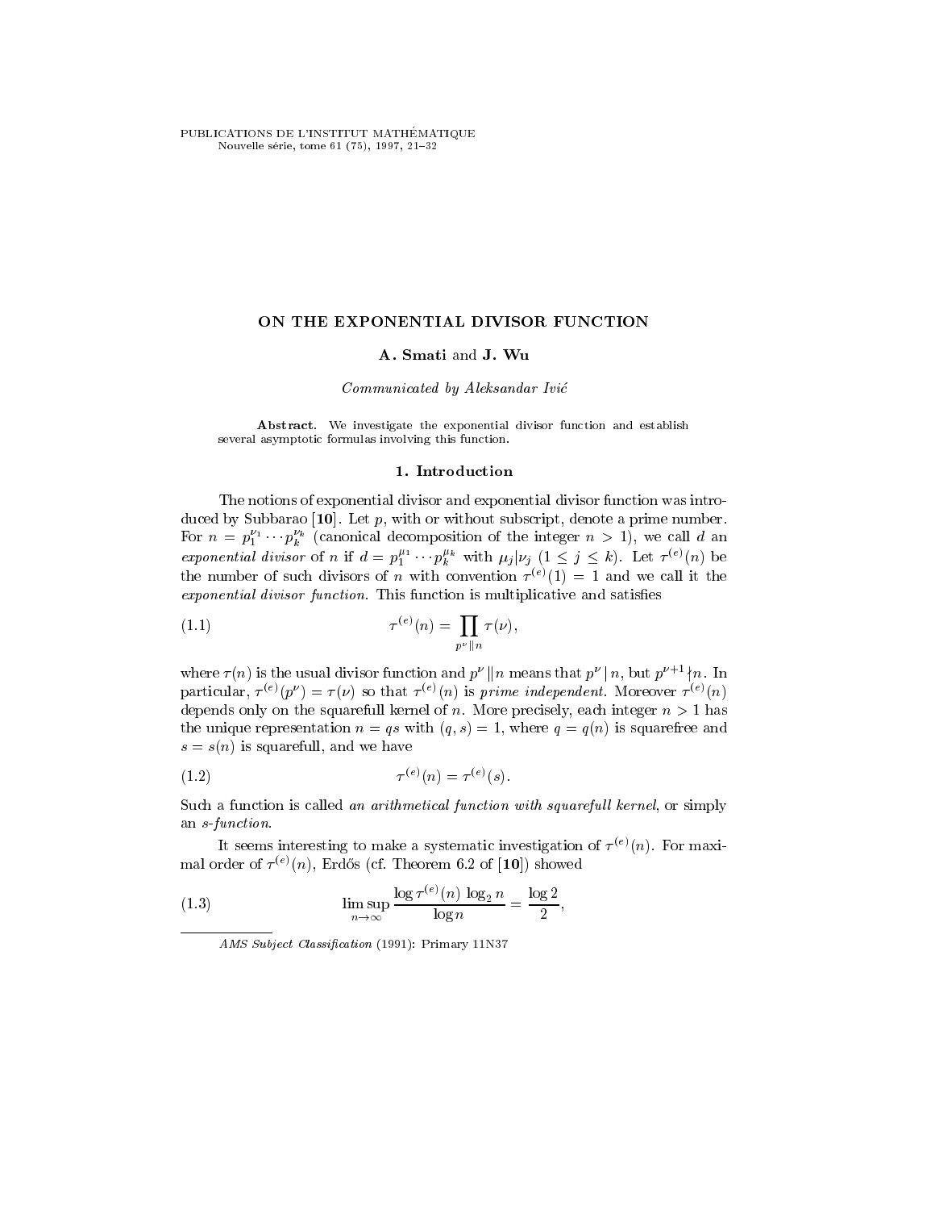# ON THE EXPONENTIAL DIVISOR FUNCTION

**A. Smati** and **J. Wu**

*Communicated by Aleksandar Ivić*

**Abstract.** We investigate the exponential divisor function and establish several asymptotic formulas involving this function.

## 1. Introduction

The notions of exponential divisor and exponential divisor function was introduced by Subbarao [**10**]. Let $p$, with or without subscript, denote a prime number. For $n = p_1^{\nu_1} \cdots p_k^{\nu_k}$ (canonical decomposition of the integer $n > 1$), we call $d$ an *exponential divisor* of $n$ if $d = p_1^{\mu_1} \cdots p_k^{\mu_k}$ with $\mu_j | \nu_j$ $(1 \le j \le k)$. Let $\tau^{(e)}(n)$ be the number of such divisors of $n$ with convention $\tau^{(e)}(1) = 1$ and we call it the *exponential divisor function*. This function is multiplicative and satisfies

$$\tau^{(e)}(n) = \prod_{p^\nu \| n} \tau(\nu), \tag{1.1}$$

where $\tau(n)$ is the usual divisor function and $p^\nu \| n$ means that $p^\nu \mid n$, but $p^{\nu+1} \nmid n$. In particular, $\tau^{(e)}(p^\nu) = \tau(\nu)$ so that $\tau^{(e)}(n)$ is *prime independent*. Moreover $\tau^{(e)}(n)$ depends only on the squarefull kernel of $n$. More precisely, each integer $n > 1$ has the unique representation $n = qs$ with $(q, s) = 1$, where $q = q(n)$ is squarefree and $s = s(n)$ is squarefull, and we have

$$\tau^{(e)}(n) = \tau^{(e)}(s). \tag{1.2}$$

Such a function is called *an arithmetical function with squarefull kernel*, or simply an *s-function*.

It seems interesting to make a systematic investigation of $\tau^{(e)}(n)$. For maximal order of $\tau^{(e)}(n)$, Erdős (cf. Theorem 6.2 of [**10**]) showed

$$\limsup_{n \to \infty} \frac{\log \tau^{(e)}(n) \, \log_2 n}{\log n} = \frac{\log 2}{2}, \tag{1.3}$$

*AMS Subject Classification* (1991): Primary 11N37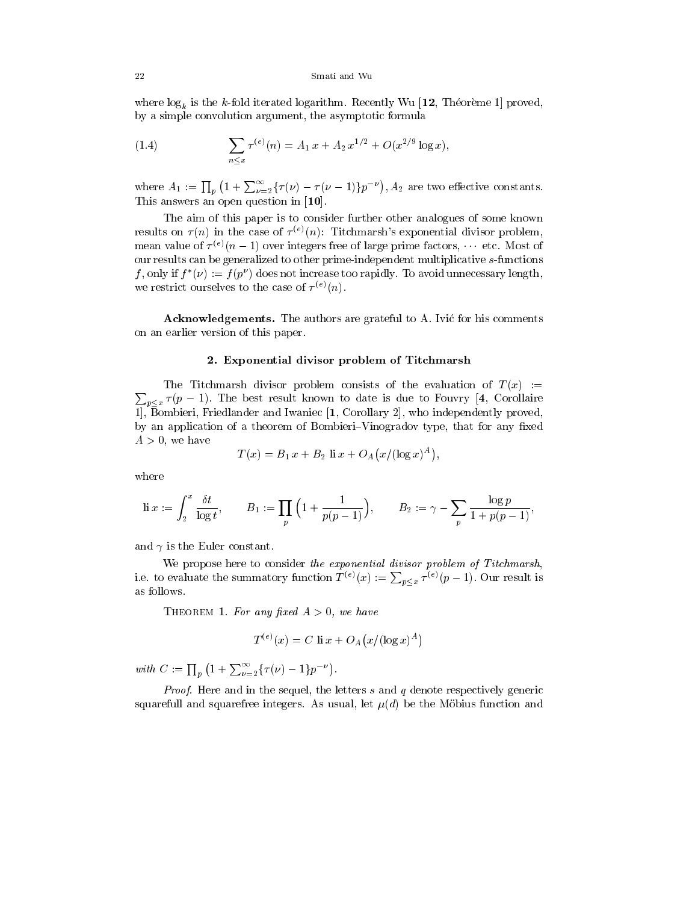where $\log_k$ is the $k$-fold iterated logarithm. Recently Wu [**12**, Théorème 1] proved, by a simple convolution argument, the asymptotic formula

$$\sum_{n\le x} \tau^{(e)}(n) = A_1\, x + A_2\, x^{1/2} + O(x^{2/9}\log x), \tag{1.4}$$

where $A_1 := \prod_p \big(1 + \sum_{\nu=2}^{\infty}\{\tau(\nu)-\tau(\nu-1)\}p^{-\nu}\big), A_2$ are two effective constants. This answers an open question in [**10**].

The aim of this paper is to consider further other analogues of some known results on $\tau(n)$ in the case of $\tau^{(e)}(n)$: Titchmarsh's exponential divisor problem, mean value of $\tau^{(e)}(n-1)$ over integers free of large prime factors, $\cdots$ etc. Most of our results can be generalized to other prime-independent multiplicative $s$-functions $f$, only if $f^*(\nu) := f(p^\nu)$ does not increase too rapidly. To avoid unnecessary length, we restrict ourselves to the case of $\tau^{(e)}(n)$.

**Acknowledgements.** The authors are grateful to A. Ivić for his comments on an earlier version of this paper.

## 2. Exponential divisor problem of Titchmarsh

The Titchmarsh divisor problem consists of the evaluation of $T(x) := \sum_{p\le x}\tau(p-1)$. The best result known to date is due to Fouvry [**4**, Corollaire 1], Bombieri, Friedlander and Iwaniec [**1**, Corollary 2], who independently proved, by an application of a theorem of Bombieri–Vinogradov type, that for any fixed $A>0$, we have

$$T(x) = B_1\, x + B_2\ \mathrm{li}\, x + O_A\big(x/(\log x)^A\big),$$

where

$$\mathrm{li}\, x := \int_2^x \frac{\delta t}{\log t}, \qquad B_1 := \prod_p \Big(1+\frac{1}{p(p-1)}\Big), \qquad B_2 := \gamma - \sum_p \frac{\log p}{1+p(p-1)},$$

and $\gamma$ is the Euler constant.

We propose here to consider *the exponential divisor problem of Titchmarsh*, i.e. to evaluate the summatory function $T^{(e)}(x) := \sum_{p\le x}\tau^{(e)}(p-1)$. Our result is as follows.

Theorem 1. *For any fixed $A>0$, we have*

$$T^{(e)}(x) = C\ \mathrm{li}\, x + O_A\big(x/(\log x)^A\big)$$

*with $C := \prod_p \big(1+\sum_{\nu=2}^{\infty}\{\tau(\nu)-1\}p^{-\nu}\big)$.*

*Proof*. Here and in the sequel, the letters $s$ and $q$ denote respectively generic squarefull and squarefree integers. As usual, let $\mu(d)$ be the Möbius function and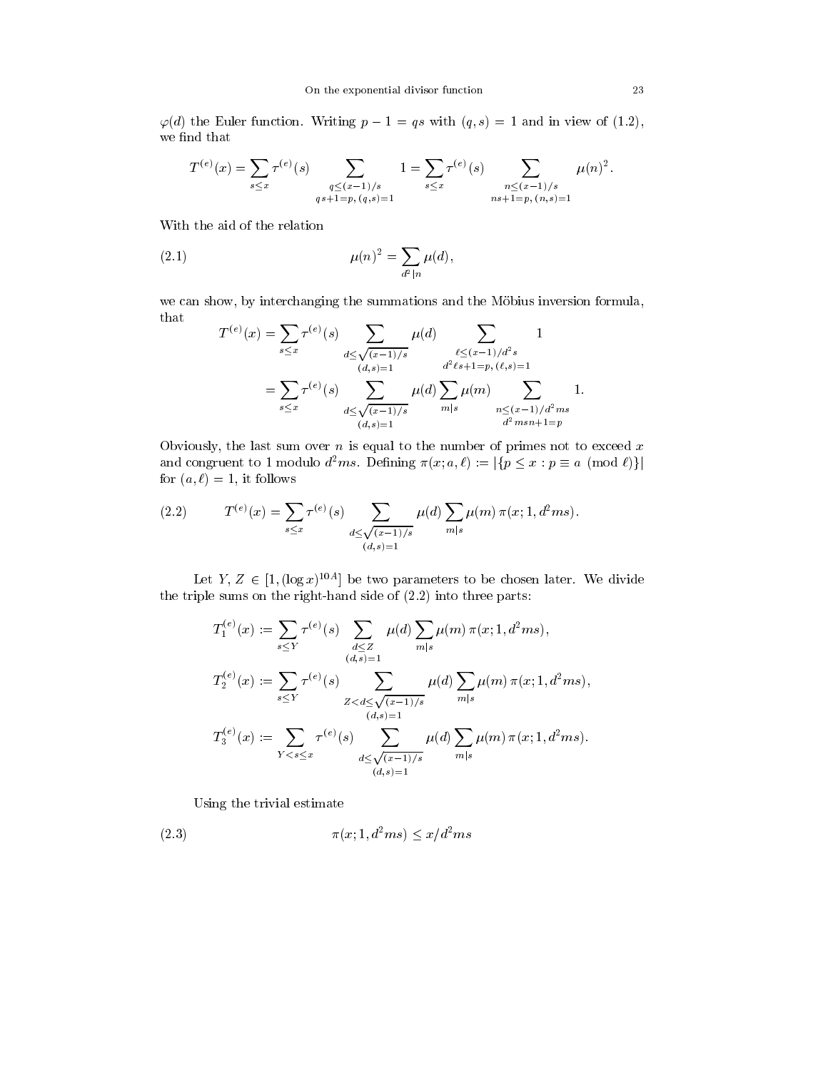$\varphi(d)$ the Euler function. Writing $p-1 = qs$ with $(q,s)=1$ and in view of (1.2), we find that

$$T^{(e)}(x) = \sum_{s\le x} \tau^{(e)}(s) \sum_{\substack{q\le (x-1)/s \\ qs+1=p,\, (q,s)=1}} 1 = \sum_{s\le x} \tau^{(e)}(s) \sum_{\substack{n\le (x-1)/s \\ ns+1=p,\, (n,s)=1}} \mu(n)^2.$$

With the aid of the relation

$$\mu(n)^2 = \sum_{d^2\mid n} \mu(d), \tag{2.1}$$

we can show, by interchanging the summations and the Möbius inversion formula, that

$$\begin{aligned} T^{(e)}(x) &= \sum_{s\le x} \tau^{(e)}(s) \sum_{\substack{d\le \sqrt{(x-1)/s} \\ (d,s)=1}} \mu(d) \sum_{\substack{\ell\le (x-1)/d^2 s \\ d^2\ell s+1=p,\, (\ell,s)=1}} 1 \\ &= \sum_{s\le x} \tau^{(e)}(s) \sum_{\substack{d\le \sqrt{(x-1)/s} \\ (d,s)=1}} \mu(d) \sum_{m\mid s} \mu(m) \sum_{\substack{n\le (x-1)/d^2 ms \\ d^2 msn+1=p}} 1. \end{aligned}$$

Obviously, the last sum over $n$ is equal to the number of primes not to exceed $x$ and congruent to 1 modulo $d^2ms$. Defining $\pi(x;a,\ell) := |\{p\le x : p\equiv a \pmod{\ell}\}|$ for $(a,\ell)=1$, it follows

$$T^{(e)}(x) = \sum_{s\le x} \tau^{(e)}(s) \sum_{\substack{d\le \sqrt{(x-1)/s} \\ (d,s)=1}} \mu(d) \sum_{m\mid s} \mu(m)\, \pi(x;1,d^2ms). \tag{2.2}$$

Let $Y,\, Z \in [1, (\log x)^{10A}]$ be two parameters to be chosen later. We divide the triple sums on the right-hand side of (2.2) into three parts:

$$\begin{aligned} T_1^{(e)}(x) &:= \sum_{s\le Y} \tau^{(e)}(s) \sum_{\substack{d\le Z \\ (d,s)=1}} \mu(d) \sum_{m\mid s} \mu(m)\, \pi(x;1,d^2ms), \\ T_2^{(e)}(x) &:= \sum_{s\le Y} \tau^{(e)}(s) \sum_{\substack{Z<d\le \sqrt{(x-1)/s} \\ (d,s)=1}} \mu(d) \sum_{m\mid s} \mu(m)\, \pi(x;1,d^2ms), \\ T_3^{(e)}(x) &:= \sum_{Y<s\le x} \tau^{(e)}(s) \sum_{\substack{d\le \sqrt{(x-1)/s} \\ (d,s)=1}} \mu(d) \sum_{m\mid s} \mu(m)\, \pi(x;1,d^2ms). \end{aligned}$$

Using the trivial estimate

$$\pi(x;1,d^2ms) \le x/d^2ms \tag{2.3}$$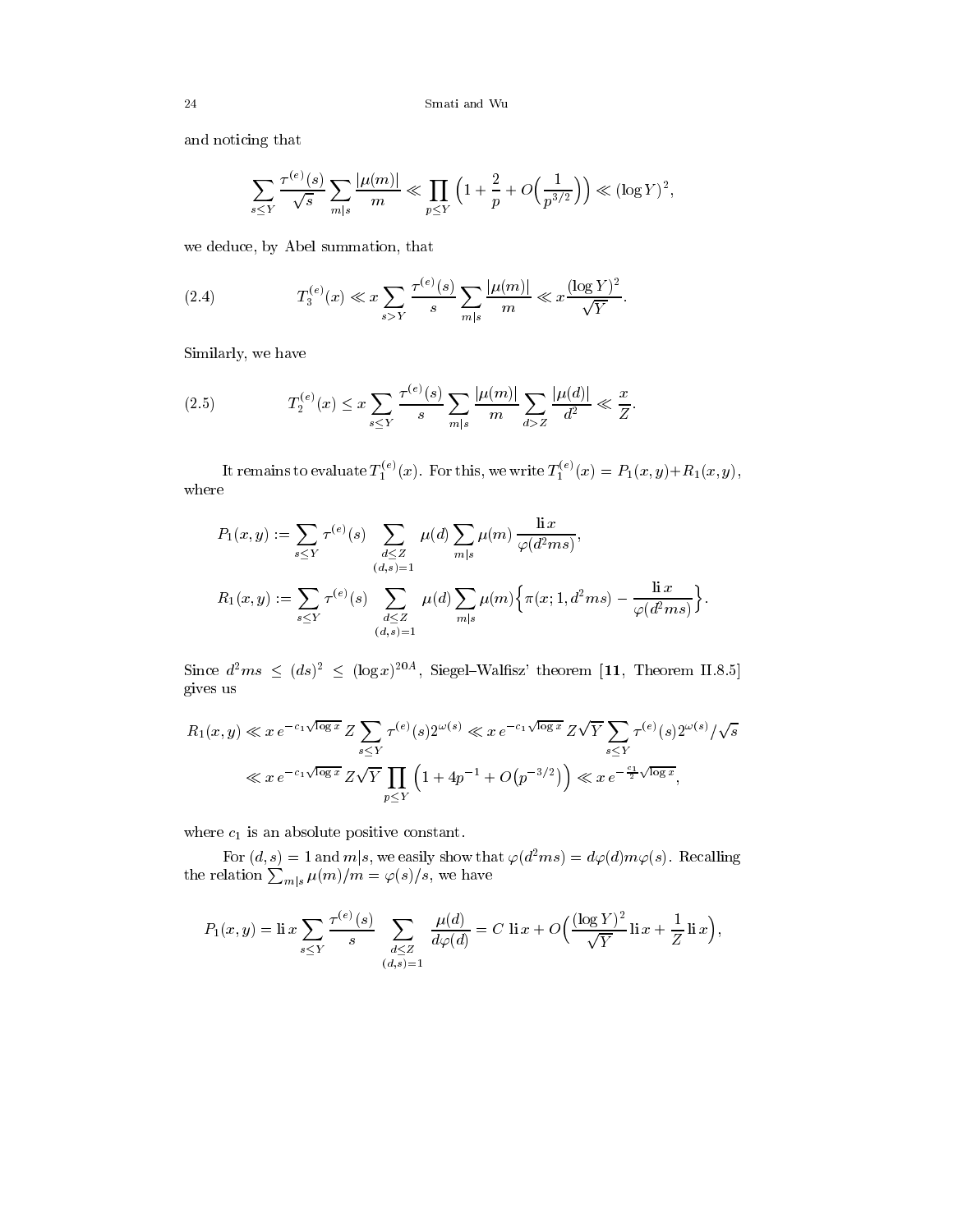and noticing that

$$\sum_{s\le Y}\frac{\tau^{(e)}(s)}{\sqrt{s}}\sum_{m|s}\frac{|\mu(m)|}{m} \ll \prod_{p\le Y}\Big(1+\frac{2}{p}+O\Big(\frac{1}{p^{3/2}}\Big)\Big) \ll (\log Y)^2,$$

we deduce, by Abel summation, that

$$T_3^{(e)}(x) \ll x\sum_{s>Y}\frac{\tau^{(e)}(s)}{s}\sum_{m|s}\frac{|\mu(m)|}{m} \ll x\frac{(\log Y)^2}{\sqrt{Y}}. \tag{2.4}$$

Similarly, we have

$$T_2^{(e)}(x) \le x\sum_{s\le Y}\frac{\tau^{(e)}(s)}{s}\sum_{m|s}\frac{|\mu(m)|}{m}\sum_{d>Z}\frac{|\mu(d)|}{d^2} \ll \frac{x}{Z}. \tag{2.5}$$

It remains to evaluate $T_1^{(e)}(x)$. For this, we write $T_1^{(e)}(x) = P_1(x,y)+R_1(x,y)$, where

$$P_1(x,y) := \sum_{s\le Y}\tau^{(e)}(s)\sum_{\substack{d\le Z\\(d,s)=1}}\mu(d)\sum_{m|s}\mu(m)\,\frac{\operatorname{li} x}{\varphi(d^2ms)},$$

$$R_1(x,y) := \sum_{s\le Y}\tau^{(e)}(s)\sum_{\substack{d\le Z\\(d,s)=1}}\mu(d)\sum_{m|s}\mu(m)\Big\{\pi(x;1,d^2ms)-\frac{\operatorname{li} x}{\varphi(d^2ms)}\Big\}.$$

Since $d^2ms \le (ds)^2 \le (\log x)^{20A}$, Siegel–Walfisz' theorem [**11**, Theorem II.8.5] gives us

$$\begin{aligned}
R_1(x,y) &\ll x\,e^{-c_1\sqrt{\log x}}\,Z\sum_{s\le Y}\tau^{(e)}(s)2^{\omega(s)} \ll x\,e^{-c_1\sqrt{\log x}}\,Z\sqrt{Y}\sum_{s\le Y}\tau^{(e)}(s)2^{\omega(s)}/\sqrt{s}\\
&\ll x\,e^{-c_1\sqrt{\log x}}\,Z\sqrt{Y}\prod_{p\le Y}\Big(1+4p^{-1}+O\big(p^{-3/2}\big)\Big) \ll x\,e^{-\frac{c_1}{2}\sqrt{\log x}},
\end{aligned}$$

where $c_1$ is an absolute positive constant.

For $(d,s)=1$ and $m|s$, we easily show that $\varphi(d^2ms) = d\varphi(d)m\varphi(s)$. Recalling the relation $\sum_{m|s}\mu(m)/m = \varphi(s)/s$, we have

$$P_1(x,y) = \operatorname{li} x\sum_{s\le Y}\frac{\tau^{(e)}(s)}{s}\sum_{\substack{d\le Z\\(d,s)=1}}\frac{\mu(d)}{d\varphi(d)} = C\,\operatorname{li} x + O\Big(\frac{(\log Y)^2}{\sqrt{Y}}\operatorname{li} x + \frac{1}{Z}\operatorname{li} x\Big),$$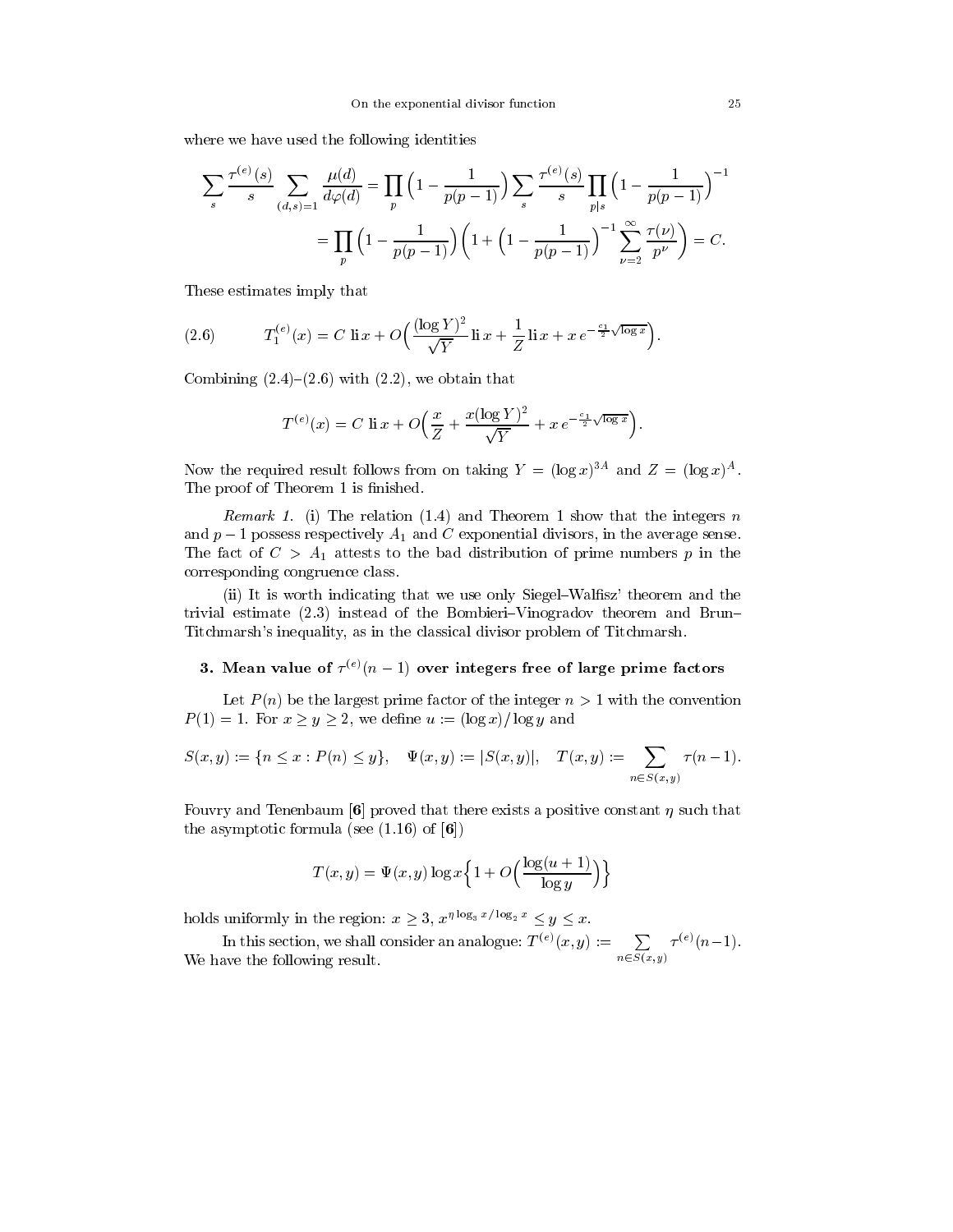where we have used the following identities

$$\sum_s \frac{\tau^{(e)}(s)}{s} \sum_{(d,s)=1} \frac{\mu(d)}{d\varphi(d)} = \prod_p \Big(1 - \frac{1}{p(p-1)}\Big) \sum_s \frac{\tau^{(e)}(s)}{s} \prod_{p|s} \Big(1 - \frac{1}{p(p-1)}\Big)^{-1}$$

$$= \prod_p \Big(1 - \frac{1}{p(p-1)}\Big) \Big(1 + \Big(1 - \frac{1}{p(p-1)}\Big)^{-1} \sum_{\nu=2}^{\infty} \frac{\tau(\nu)}{p^\nu}\Big) = C.$$

These estimates imply that

$$T_1^{(e)}(x) = C \text{ li}\, x + O\Big(\frac{(\log Y)^2}{\sqrt{Y}} \text{li}\, x + \frac{1}{Z} \text{li}\, x + x\, e^{-\frac{c_1}{2}\sqrt{\log x}}\Big). \tag{2.6}$$

Combining (2.4)–(2.6) with (2.2), we obtain that

$$T^{(e)}(x) = C \text{ li}\, x + O\Big(\frac{x}{Z} + \frac{x(\log Y)^2}{\sqrt{Y}} + x\, e^{-\frac{c_1}{2}\sqrt{\log x}}\Big).$$

Now the required result follows from on taking $Y = (\log x)^{3A}$ and $Z = (\log x)^A$. The proof of Theorem 1 is finished.

*Remark 1.* (i) The relation (1.4) and Theorem 1 show that the integers $n$ and $p-1$ possess respectively $A_1$ and $C$ exponential divisors, in the average sense. The fact of $C > A_1$ attests to the bad distribution of prime numbers $p$ in the corresponding congruence class.

(ii) It is worth indicating that we use only Siegel–Walfisz' theorem and the trivial estimate (2.3) instead of the Bombieri–Vinogradov theorem and Brun–Titchmarsh's inequality, as in the classical divisor problem of Titchmarsh.

## 3. Mean value of $\tau^{(e)}(n-1)$ over integers free of large prime factors

Let $P(n)$ be the largest prime factor of the integer $n > 1$ with the convention $P(1) = 1$. For $x \geq y \geq 2$, we define $u := (\log x)/\log y$ and

$$S(x,y) := \{n \leq x : P(n) \leq y\}, \quad \Psi(x,y) := |S(x,y)|, \quad T(x,y) := \sum_{n \in S(x,y)} \tau(n-1).$$

Fouvry and Tenenbaum **[6]** proved that there exists a positive constant $\eta$ such that the asymptotic formula (see (1.16) of **[6]**)

$$T(x,y) = \Psi(x,y) \log x \Big\{1 + O\Big(\frac{\log(u+1)}{\log y}\Big)\Big\}$$

holds uniformly in the region: $x \geq 3$, $x^{\eta \log_3 x / \log_2 x} \leq y \leq x$.

In this section, we shall consider an analogue: $T^{(e)}(x,y) := \sum_{n \in S(x,y)} \tau^{(e)}(n-1)$. We have the following result.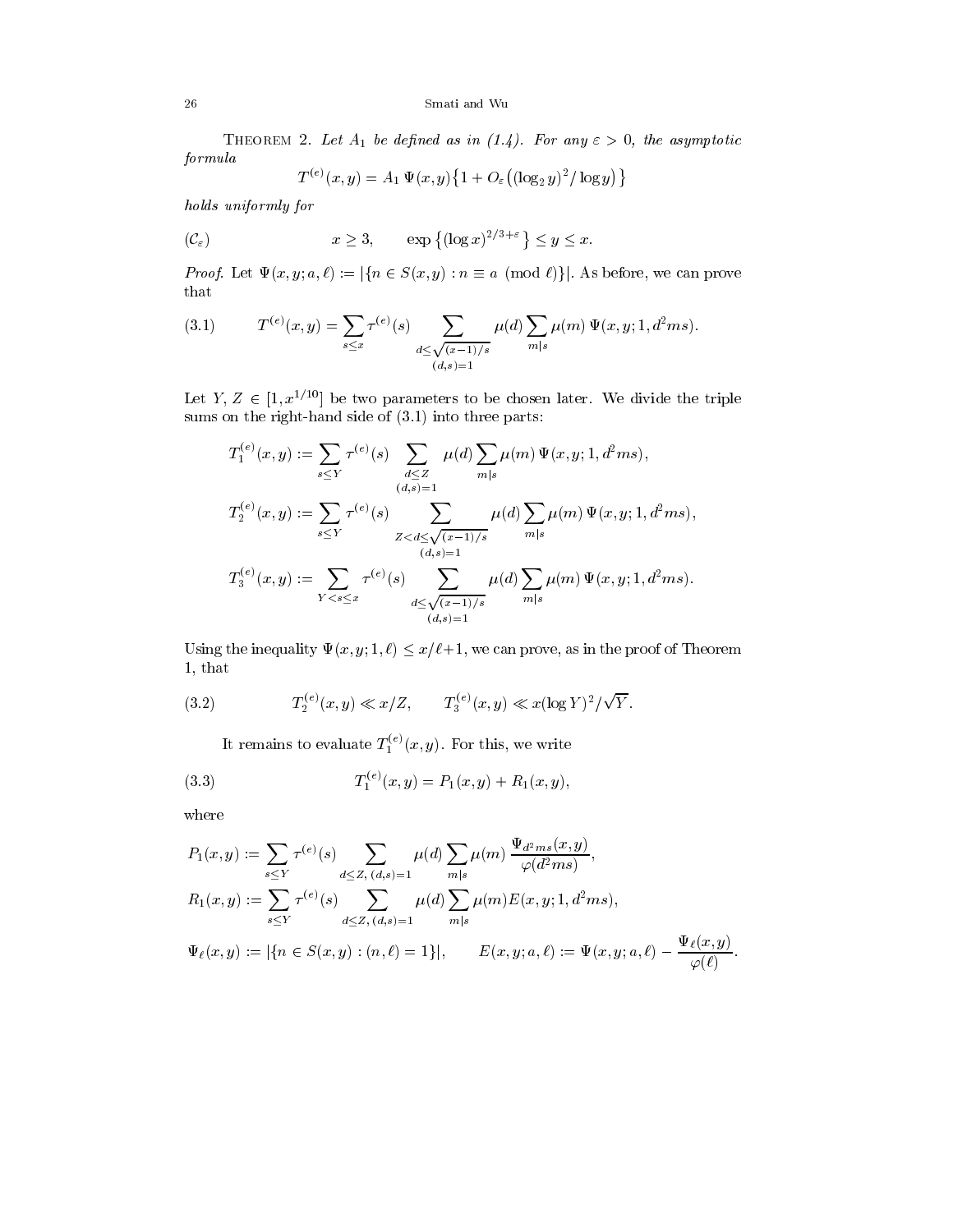THEOREM 2. *Let $A_1$ be defined as in (1.4). For any $\varepsilon > 0$, the asymptotic formula*

$$T^{(e)}(x,y) = A_1\, \Psi(x,y)\big\{1 + O_\varepsilon\big((\log_2 y)^2/\log y\big)\big\}$$

*holds uniformly for*

$$(\mathcal{C}_\varepsilon) \qquad\qquad x \geq 3, \qquad \exp\big\{(\log x)^{2/3+\varepsilon}\big\} \leq y \leq x.$$

*Proof.* Let $\Psi(x,y;a,\ell) := |\{n \in S(x,y) : n \equiv a \pmod{\ell}\}|$. As before, we can prove that

$$T^{(e)}(x,y) = \sum_{s \leq x} \tau^{(e)}(s) \sum_{\substack{d \leq \sqrt{(x-1)/s} \\ (d,s)=1}} \mu(d) \sum_{m|s} \mu(m)\, \Psi(x,y;1,d^2ms). \tag{3.1}$$

Let $Y, Z \in [1, x^{1/10}]$ be two parameters to be chosen later. We divide the triple sums on the right-hand side of (3.1) into three parts:

$$T_1^{(e)}(x,y) := \sum_{s \leq Y} \tau^{(e)}(s) \sum_{\substack{d \leq Z \\ (d,s)=1}} \mu(d) \sum_{m|s} \mu(m)\, \Psi(x,y;1,d^2ms),$$

$$T_2^{(e)}(x,y) := \sum_{s \leq Y} \tau^{(e)}(s) \sum_{\substack{Z < d \leq \sqrt{(x-1)/s} \\ (d,s)=1}} \mu(d) \sum_{m|s} \mu(m)\, \Psi(x,y;1,d^2ms),$$

$$T_3^{(e)}(x,y) := \sum_{Y < s \leq x} \tau^{(e)}(s) \sum_{\substack{d \leq \sqrt{(x-1)/s} \\ (d,s)=1}} \mu(d) \sum_{m|s} \mu(m)\, \Psi(x,y;1,d^2ms).$$

Using the inequality $\Psi(x,y;1,\ell) \leq x/\ell + 1$, we can prove, as in the proof of Theorem 1, that

$$T_2^{(e)}(x,y) \ll x/Z, \qquad T_3^{(e)}(x,y) \ll x(\log Y)^2/\sqrt{Y}. \tag{3.2}$$

It remains to evaluate $T_1^{(e)}(x,y)$. For this, we write

$$T_1^{(e)}(x,y) = P_1(x,y) + R_1(x,y), \tag{3.3}$$

where

$$P_1(x,y) := \sum_{s \leq Y} \tau^{(e)}(s) \sum_{d \leq Z,\, (d,s)=1} \mu(d) \sum_{m|s} \mu(m)\, \frac{\Psi_{d^2ms}(x,y)}{\varphi(d^2ms)},$$

$$R_1(x,y) := \sum_{s \leq Y} \tau^{(e)}(s) \sum_{d \leq Z,\, (d,s)=1} \mu(d) \sum_{m|s} \mu(m) E(x,y;1,d^2ms),$$

$$\Psi_\ell(x,y) := |\{n \in S(x,y) : (n,\ell) = 1\}|, \qquad E(x,y;a,\ell) := \Psi(x,y;a,\ell) - \frac{\Psi_\ell(x,y)}{\varphi(\ell)}.$$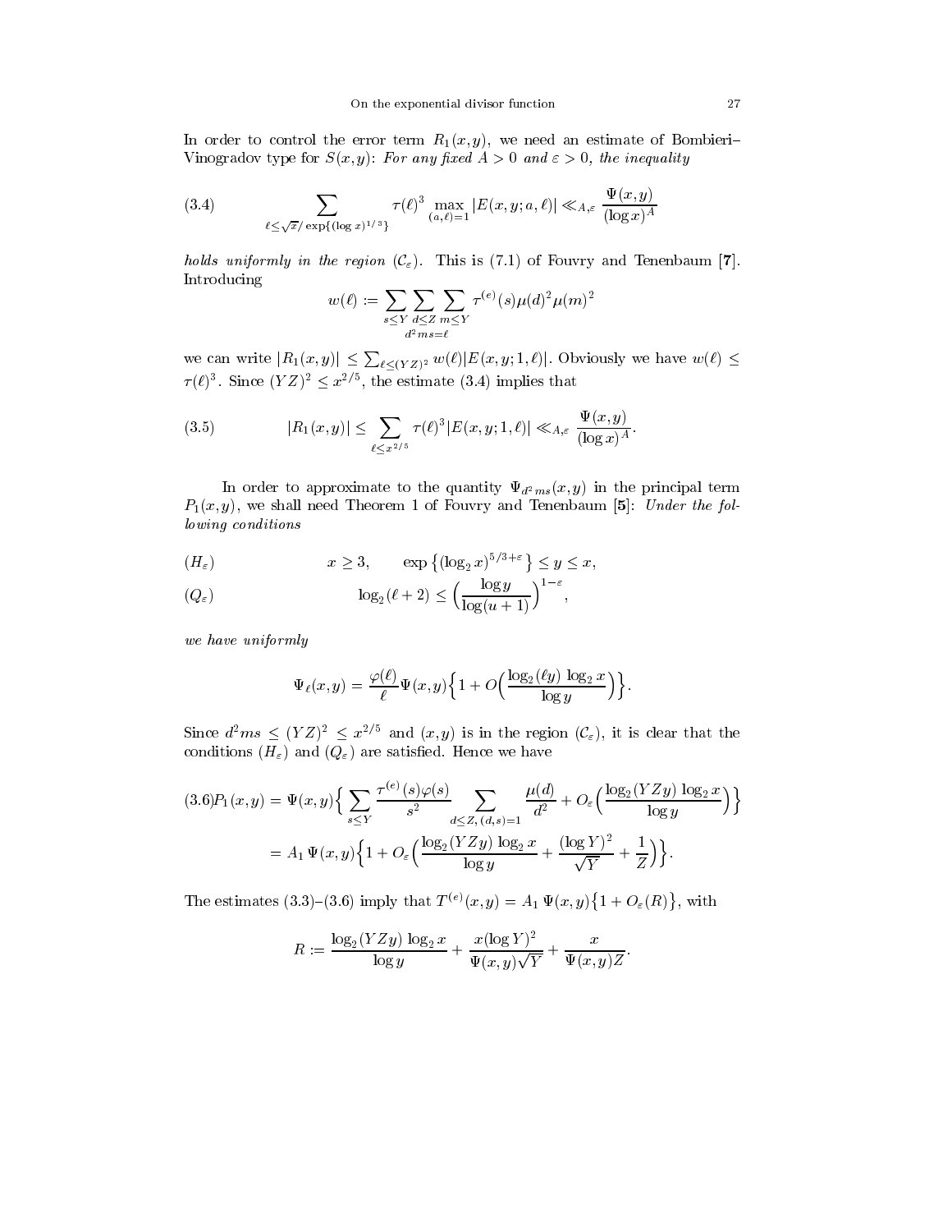In order to control the error term $R_1(x,y)$, we need an estimate of Bombieri–Vinogradov type for $S(x,y)$: *For any fixed $A > 0$ and $\varepsilon > 0$, the inequality*

$$\sum_{\ell \le \sqrt{x}/\exp\{(\log x)^{1/3}\}} \tau(\ell)^3 \max_{(a,\ell)=1} |E(x,y;a,\ell)| \ll_{A,\varepsilon} \frac{\Psi(x,y)}{(\log x)^A} \tag{3.4}$$

*holds uniformly in the region* $(\mathcal{C}_\varepsilon)$. This is (7.1) of Fouvry and Tenenbaum [**7**]. Introducing

$$w(\ell) := \sum_{s\le Y} \sum_{\substack{d \le Z \\ d^2ms=\ell}} \sum_{m\le Y} \tau^{(e)}(s)\mu(d)^2\mu(m)^2$$

we can write $|R_1(x,y)| \le \sum_{\ell \le (YZ)^2} w(\ell)|E(x,y;1,\ell)|$. Obviously we have $w(\ell) \le \tau(\ell)^3$. Since $(YZ)^2 \le x^{2/5}$, the estimate (3.4) implies that

$$|R_1(x,y)| \le \sum_{\ell \le x^{2/5}} \tau(\ell)^3 |E(x,y;1,\ell)| \ll_{A,\varepsilon} \frac{\Psi(x,y)}{(\log x)^A}. \tag{3.5}$$

In order to approximate to the quantity $\Psi_{d^2ms}(x,y)$ in the principal term $P_1(x,y)$, we shall need Theorem 1 of Fouvry and Tenenbaum [**5**]: *Under the following conditions*

$$x \ge 3, \qquad \exp\left\{(\log_2 x)^{5/3+\varepsilon}\right\} \le y \le x, \tag{$H_\varepsilon$}$$

$$\log_2(\ell+2) \le \Big(\frac{\log y}{\log(u+1)}\Big)^{1-\varepsilon}, \tag{$Q_\varepsilon$}$$

*we have uniformly*

$$\Psi_\ell(x,y) = \frac{\varphi(\ell)}{\ell}\Psi(x,y)\Big\{1 + O\Big(\frac{\log_2(\ell y)\,\log_2 x}{\log y}\Big)\Big\}.$$

Since $d^2ms \le (YZ)^2 \le x^{2/5}$ and $(x,y)$ is in the region $(\mathcal{C}_\varepsilon)$, it is clear that the conditions $(H_\varepsilon)$ and $(Q_\varepsilon)$ are satisfied. Hence we have

$$\begin{aligned} P_1(x,y) &= \Psi(x,y)\Big\{\sum_{s\le Y} \frac{\tau^{(e)}(s)\varphi(s)}{s^2} \sum_{d\le Z,\,(d,s)=1} \frac{\mu(d)}{d^2} + O_\varepsilon\Big(\frac{\log_2(YZy)\,\log_2 x}{\log y}\Big)\Big\} \\ &= A_1\,\Psi(x,y)\Big\{1 + O_\varepsilon\Big(\frac{\log_2(YZy)\,\log_2 x}{\log y} + \frac{(\log Y)^2}{\sqrt{Y}} + \frac{1}{Z}\Big)\Big\}. \end{aligned} \tag{3.6}$$

The estimates (3.3)–(3.6) imply that $T^{(e)}(x,y) = A_1\,\Psi(x,y)\big\{1 + O_\varepsilon(R)\big\}$, with

$$R := \frac{\log_2(YZy)\,\log_2 x}{\log y} + \frac{x(\log Y)^2}{\Psi(x,y)\sqrt{Y}} + \frac{x}{\Psi(x,y)Z}.$$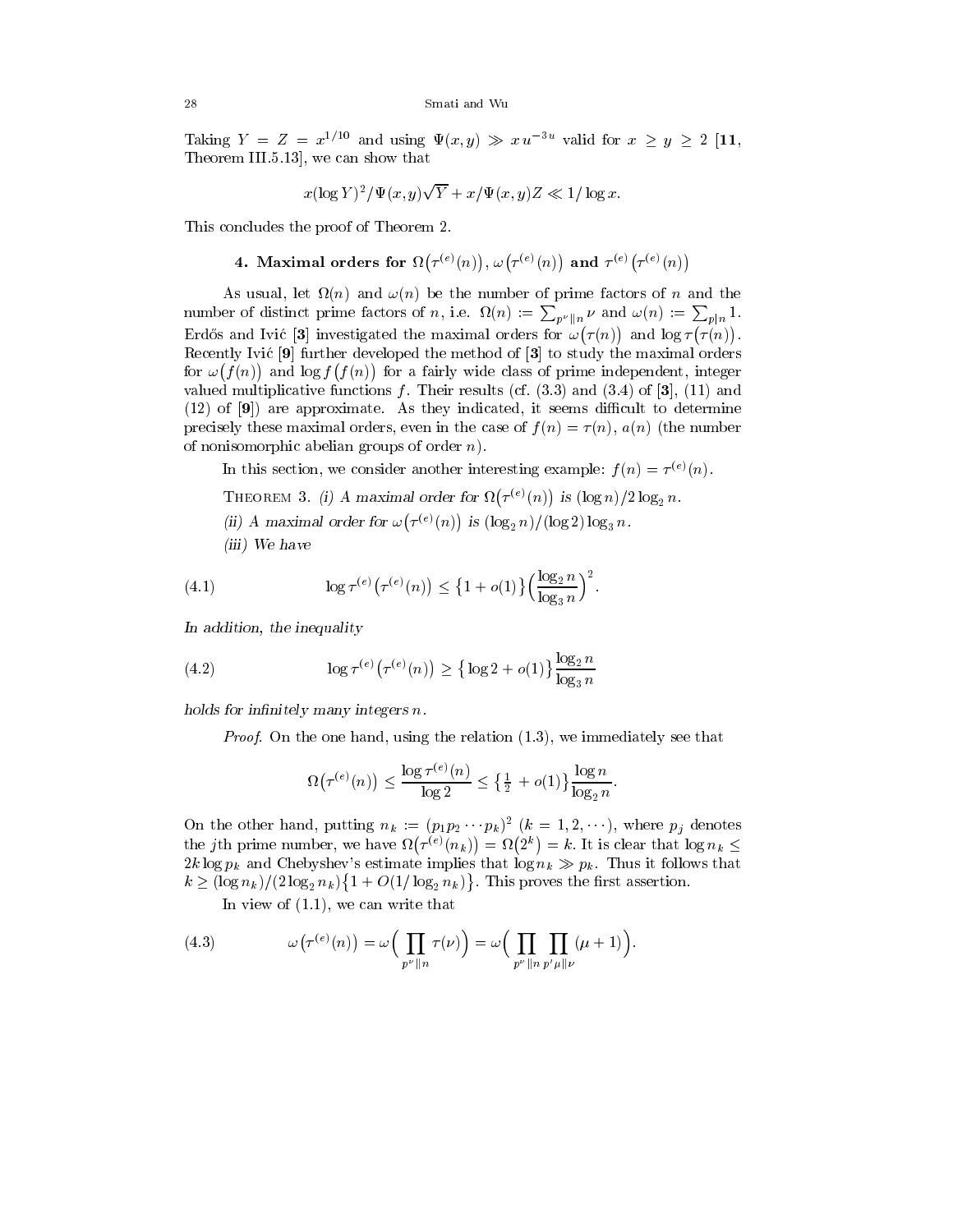Taking $Y = Z = x^{1/10}$ and using $\Psi(x,y) \gg x\, u^{-3u}$ valid for $x \geq y \geq 2$ [**11**, Theorem III.5.13], we can show that

$$x(\log Y)^2/\Psi(x,y)\sqrt{Y} + x/\Psi(x,y)Z \ll 1/\log x.$$

This concludes the proof of Theorem 2.

## 4. Maximal orders for $\Omega\big(\tau^{(e)}(n)\big), \omega\big(\tau^{(e)}(n)\big)$ and $\tau^{(e)}\big(\tau^{(e)}(n)\big)$

As usual, let $\Omega(n)$ and $\omega(n)$ be the number of prime factors of $n$ and the number of distinct prime factors of $n$, i.e. $\Omega(n) := \sum_{p^\nu \| n} \nu$ and $\omega(n) := \sum_{p|n} 1$. Erdős and Ivić [**3**] investigated the maximal orders for $\omega\big(\tau(n)\big)$ and $\log \tau\big(\tau(n)\big)$. Recently Ivić [**9**] further developed the method of [**3**] to study the maximal orders for $\omega\big(f(n)\big)$ and $\log f\big(f(n)\big)$ for a fairly wide class of prime independent, integer valued multiplicative functions $f$. Their results (cf. (3.3) and (3.4) of [**3**], (11) and (12) of [**9**]) are approximate. As they indicated, it seems difficult to determine precisely these maximal orders, even in the case of $f(n) = \tau(n)$, $a(n)$ (the number of nonisomorphic abelian groups of order $n$).

In this section, we consider another interesting example: $f(n) = \tau^{(e)}(n)$.

Theorem 3. *(i) A maximal order for $\Omega\big(\tau^{(e)}(n)\big)$ is $(\log n)/2\log_2 n$.*

*(ii) A maximal order for $\omega\big(\tau^{(e)}(n)\big)$ is $(\log_2 n)/(\log 2)\log_3 n$.*

*(iii) We have*

$$\log \tau^{(e)}\big(\tau^{(e)}(n)\big) \leq \big\{1 + o(1)\big\}\Big(\frac{\log_2 n}{\log_3 n}\Big)^2. \tag{4.1}$$

*In addition, the inequality*

$$\log \tau^{(e)}\big(\tau^{(e)}(n)\big) \geq \big\{\log 2 + o(1)\big\}\frac{\log_2 n}{\log_3 n} \tag{4.2}$$

*holds for infinitely many integers $n$.*

*Proof.* On the one hand, using the relation (1.3), we immediately see that

$$\Omega\big(\tau^{(e)}(n)\big) \leq \frac{\log \tau^{(e)}(n)}{\log 2} \leq \big\{\tfrac{1}{2} + o(1)\big\}\frac{\log n}{\log_2 n}.$$

On the other hand, putting $n_k := (p_1 p_2 \cdots p_k)^2$ $(k = 1, 2, \cdots)$, where $p_j$ denotes the $j$th prime number, we have $\Omega\big(\tau^{(e)}(n_k)\big) = \Omega\big(2^k\big) = k$. It is clear that $\log n_k \leq 2k \log p_k$ and Chebyshev's estimate implies that $\log n_k \gg p_k$. Thus it follows that $k \geq (\log n_k)/(2\log_2 n_k)\big\{1 + O(1/\log_2 n_k)\big\}$. This proves the first assertion.

In view of (1.1), we can write that

$$\omega\big(\tau^{(e)}(n)\big) = \omega\Big(\prod_{p^\nu \| n} \tau(\nu)\Big) = \omega\Big(\prod_{p^\nu \| n}\prod_{p'^\mu \| \nu}(\mu + 1)\Big). \tag{4.3}$$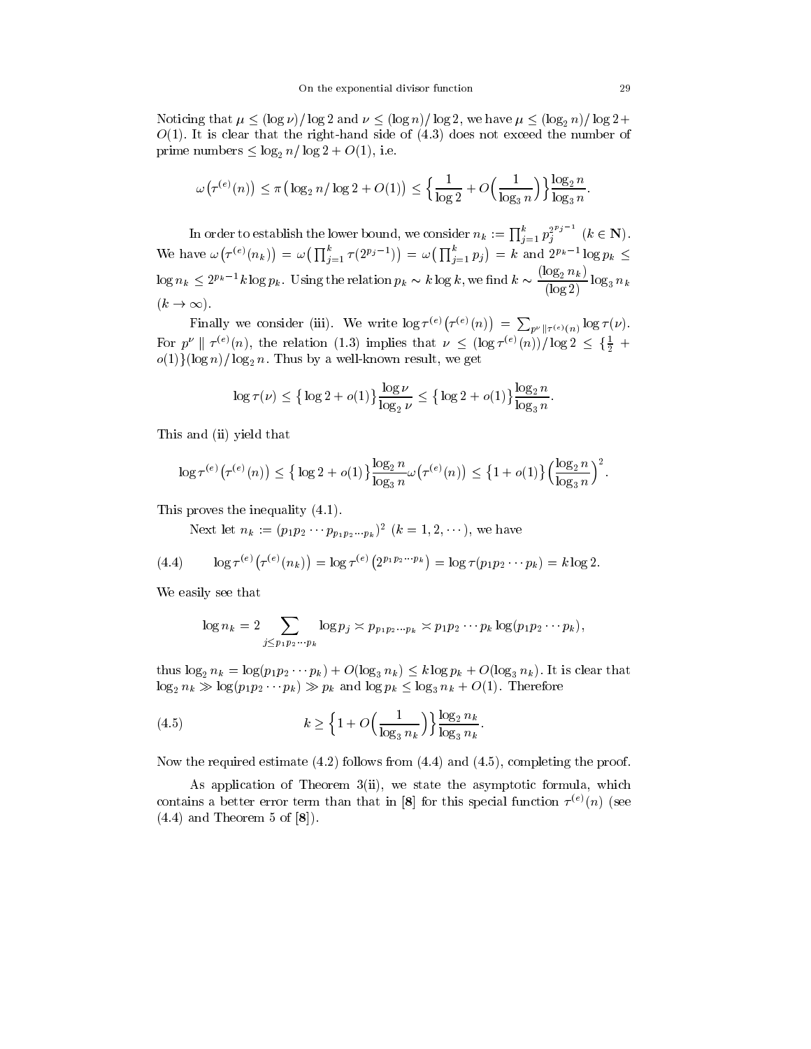Noticing that $\mu \le (\log \nu)/\log 2$ and $\nu \le (\log n)/\log 2$, we have $\mu \le (\log_2 n)/\log 2 + O(1)$. It is clear that the right-hand side of (4.3) does not exceed the number of prime numbers $\le \log_2 n/\log 2 + O(1)$, i.e.

$$\omega\big(\tau^{(e)}(n)\big) \le \pi\big(\log_2 n/\log 2 + O(1)\big) \le \Big\{\frac{1}{\log 2} + O\Big(\frac{1}{\log_3 n}\Big)\Big\}\frac{\log_2 n}{\log_3 n}.$$

In order to establish the lower bound, we consider $n_k := \prod_{j=1}^k p_j^{2^{p_j-1}}$ $(k \in \mathbf{N})$. We have $\omega\big(\tau^{(e)}(n_k)\big) = \omega\big(\prod_{j=1}^k \tau(2^{p_j-1})\big) = \omega\big(\prod_{j=1}^k p_j\big) = k$ and $2^{p_k-1}\log p_k \le \log n_k \le 2^{p_k-1} k \log p_k$. Using the relation $p_k \sim k\log k$, we find $k \sim \dfrac{(\log_2 n_k)}{(\log 2)}\log_3 n_k$ $(k \to \infty)$.

Finally we consider (iii). We write $\log \tau^{(e)}\big(\tau^{(e)}(n)\big) = \sum_{p^\nu \| \tau^{(e)}(n)} \log \tau(\nu)$. For $p^\nu \| \tau^{(e)}(n)$, the relation (1.3) implies that $\nu \le (\log \tau^{(e)}(n))/\log 2 \le \{\frac{1}{2} + o(1)\}(\log n)/\log_2 n$. Thus by a well-known result, we get

$$\log \tau(\nu) \le \big\{\log 2 + o(1)\big\}\frac{\log \nu}{\log_2 \nu} \le \big\{\log 2 + o(1)\big\}\frac{\log_2 n}{\log_3 n}.$$

This and (ii) yield that

$$\log \tau^{(e)}\big(\tau^{(e)}(n)\big) \le \big\{\log 2 + o(1)\big\}\frac{\log_2 n}{\log_3 n}\omega\big(\tau^{(e)}(n)\big) \le \big\{1 + o(1)\big\}\Big(\frac{\log_2 n}{\log_3 n}\Big)^2.$$

This proves the inequality (4.1).

Next let $n_k := (p_1 p_2 \cdots p_{p_1 p_2 \cdots p_k})^2$ $(k = 1, 2, \cdots)$, we have

$$\log \tau^{(e)}\big(\tau^{(e)}(n_k)\big) = \log \tau^{(e)}\big(2^{p_1 p_2 \cdots p_k}\big) = \log \tau(p_1 p_2 \cdots p_k) = k \log 2. \tag{4.4}$$

We easily see that

$$\log n_k = 2\sum_{j \le p_1 p_2 \cdots p_k} \log p_j \asymp p_{p_1 p_2 \cdots p_k} \asymp p_1 p_2 \cdots p_k \log(p_1 p_2 \cdots p_k),$$

thus $\log_2 n_k = \log(p_1 p_2 \cdots p_k) + O(\log_3 n_k) \le k \log p_k + O(\log_3 n_k)$. It is clear that $\log_2 n_k \gg \log(p_1 p_2 \cdots p_k) \gg p_k$ and $\log p_k \le \log_3 n_k + O(1)$. Therefore

$$k \ge \Big\{1 + O\Big(\frac{1}{\log_3 n_k}\Big)\Big\}\frac{\log_2 n_k}{\log_3 n_k}. \tag{4.5}$$

Now the required estimate (4.2) follows from (4.4) and (4.5), completing the proof.

As application of Theorem 3(ii), we state the asymptotic formula, which contains a better error term than that in [**8**] for this special function $\tau^{(e)}(n)$ (see (4.4) and Theorem 5 of [**8**]).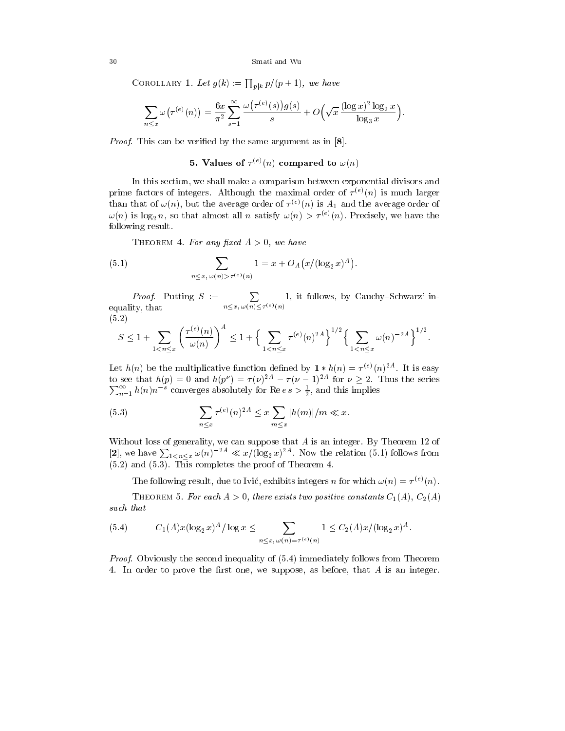Corollary 1. *Let $g(k) := \prod_{p|k} p/(p+1)$, we have*

$$\sum_{n \le x} \omega\big(\tau^{(e)}(n)\big) = \frac{6x}{\pi^2} \sum_{s=1}^{\infty} \frac{\omega\big(\tau^{(e)}(s)\big) g(s)}{s} + O\Big(\sqrt{x}\, \frac{(\log x)^2 \log_2 x}{\log_3 x}\Big).$$

*Proof.* This can be verified by the same argument as in [**8**].

## 5. Values of $\tau^{(e)}(n)$ compared to $\omega(n)$

In this section, we shall make a comparison between exponential divisors and prime factors of integers. Although the maximal order of $\tau^{(e)}(n)$ is much larger than that of $\omega(n)$, but the average order of $\tau^{(e)}(n)$ is $A_1$ and the average order of $\omega(n)$ is $\log_2 n$, so that almost all $n$ satisfy $\omega(n) > \tau^{(e)}(n)$. Precisely, we have the following result.

Theorem 4. *For any fixed $A > 0$, we have*

$$\sum_{n \le x,\, \omega(n) > \tau^{(e)}(n)} 1 = x + O_A\big(x/(\log_2 x)^A\big). \tag{5.1}$$

*Proof.* Putting $S := \sum_{n \le x,\, \omega(n) \le \tau^{(e)}(n)} 1$, it follows, by Cauchy–Schwarz' inequality, that

$$S \le 1 + \sum_{1 < n \le x} \left(\frac{\tau^{(e)}(n)}{\omega(n)}\right)^A \le 1 + \Big\{ \sum_{1 < n \le x} \tau^{(e)}(n)^{2A} \Big\}^{1/2} \Big\{ \sum_{1 < n \le x} \omega(n)^{-2A} \Big\}^{1/2}. \tag{5.2}$$

Let $h(n)$ be the multiplicative function defined by $\mathbf{1} * h(n) = \tau^{(e)}(n)^{2A}$. It is easy to see that $h(p) = 0$ and $h(p^\nu) = \tau(\nu)^{2A} - \tau(\nu-1)^{2A}$ for $\nu \ge 2$. Thus the series $\sum_{n=1}^\infty h(n) n^{-s}$ converges absolutely for $\operatorname{Re} s > \frac{1}{2}$, and this implies

$$\sum_{n \le x} \tau^{(e)}(n)^{2A} \le x \sum_{m \le x} |h(m)|/m \ll x. \tag{5.3}$$

Without loss of generality, we can suppose that $A$ is an integer. By Theorem 12 of [**2**], we have $\sum_{1 < n \le x} \omega(n)^{-2A} \ll x/(\log_2 x)^{2A}$. Now the relation (5.1) follows from (5.2) and (5.3). This completes the proof of Theorem 4.

The following result, due to Ivić, exhibits integers $n$ for which $\omega(n) = \tau^{(e)}(n)$.

Theorem 5. *For each $A > 0$, there exists two positive constants $C_1(A)$, $C_2(A)$ such that*

$$C_1(A) x (\log_2 x)^A / \log x \le \sum_{n \le x,\, \omega(n) = \tau^{(e)}(n)} 1 \le C_2(A) x/(\log_2 x)^A. \tag{5.4}$$

*Proof.* Obviously the second inequality of (5.4) immediately follows from Theorem 4. In order to prove the first one, we suppose, as before, that $A$ is an integer.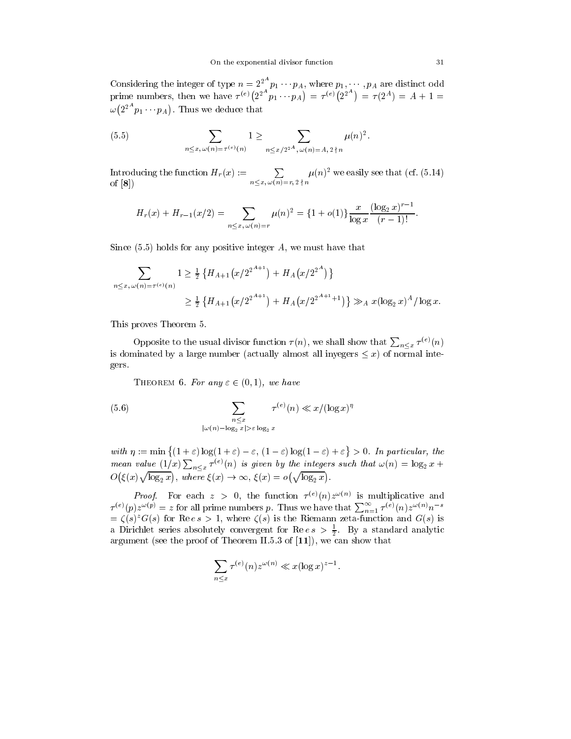Considering the integer of type $n = 2^{2^A} p_1 \cdots p_A$, where $p_1, \cdots, p_A$ are distinct odd prime numbers, then we have $\tau^{(e)}\big(2^{2^A} p_1 \cdots p_A\big) = \tau^{(e)}\big(2^{2^A}\big) = \tau(2^A) = A + 1 = \omega\big(2^{2^A} p_1 \cdots p_A\big)$. Thus we deduce that

$$\sum_{n \le x,\, \omega(n) = \tau^{(e)}(n)} 1 \ge \sum_{n \le x/2^{2^A},\, \omega(n) = A,\, 2 \nmid n} \mu(n)^2. \tag{5.5}$$

Introducing the function $H_r(x) := \sum_{n \le x,\, \omega(n) = r,\, 2 \nmid n} \mu(n)^2$ we easily see that (cf. (5.14) of [**8**])

$$H_r(x) + H_{r-1}(x/2) = \sum_{n \le x,\, \omega(n) = r} \mu(n)^2 = \{1 + o(1)\} \frac{x}{\log x} \frac{(\log_2 x)^{r-1}}{(r-1)!}.$$

Since (5.5) holds for any positive integer $A$, we must have that

$$\begin{aligned}
\sum_{n \le x,\, \omega(n) = \tau^{(e)}(n)} 1 &\ge \tfrac{1}{2} \left\{ H_{A+1}\big(x/2^{2^{A+1}}\big) + H_A\big(x/2^{2^A}\big) \right\} \\
&\ge \tfrac{1}{2} \left\{ H_{A+1}\big(x/2^{2^{A+1}}\big) + H_A\big(x/2^{2^{A+1}+1}\big) \right\} \gg_A x (\log_2 x)^A / \log x.
\end{aligned}$$

This proves Theorem 5.

Opposite to the usual divisor function $\tau(n)$, we shall show that $\sum_{n \le x} \tau^{(e)}(n)$ is dominated by a large number (actually almost all inyegers $\le x$) of normal integers.

Theorem 6. *For any $\varepsilon \in (0, 1)$, we have*

$$\sum_{\substack{n \le x \\ |\omega(n) - \log_2 x| > \varepsilon \log_2 x}} \tau^{(e)}(n) \ll x / (\log x)^{\eta} \tag{5.6}$$

*with $\eta := \min\big\{(1+\varepsilon)\log(1+\varepsilon) - \varepsilon,\, (1-\varepsilon)\log(1-\varepsilon) + \varepsilon\big\} > 0$. In particular, the mean value $(1/x)\sum_{n \le x} \tau^{(e)}(n)$ is given by the integers such that $\omega(n) = \log_2 x + O\big(\xi(x)\sqrt{\log_2 x}\big)$, where $\xi(x) \to \infty$, $\xi(x) = o\big(\sqrt{\log_2 x}\big)$.*

*Proof.* For each $z > 0$, the function $\tau^{(e)}(n) z^{\omega(n)}$ is multiplicative and $\tau^{(e)}(p) z^{\omega(p)} = z$ for all prime numbers $p$. Thus we have that $\sum_{n=1}^{\infty} \tau^{(e)}(n) z^{\omega(n)} n^{-s} = \zeta(s)^z G(s)$ for $\mathrm{Re}\, s > 1$, where $\zeta(s)$ is the Riemann zeta-function and $G(s)$ is a Dirichlet series absolutely convergent for $\mathrm{Re}\, s > \frac{1}{2}$. By a standard analytic argument (see the proof of Theorem II.5.3 of [**11**]), we can show that

$$\sum_{n \le x} \tau^{(e)}(n) z^{\omega(n)} \ll x (\log x)^{z-1}.$$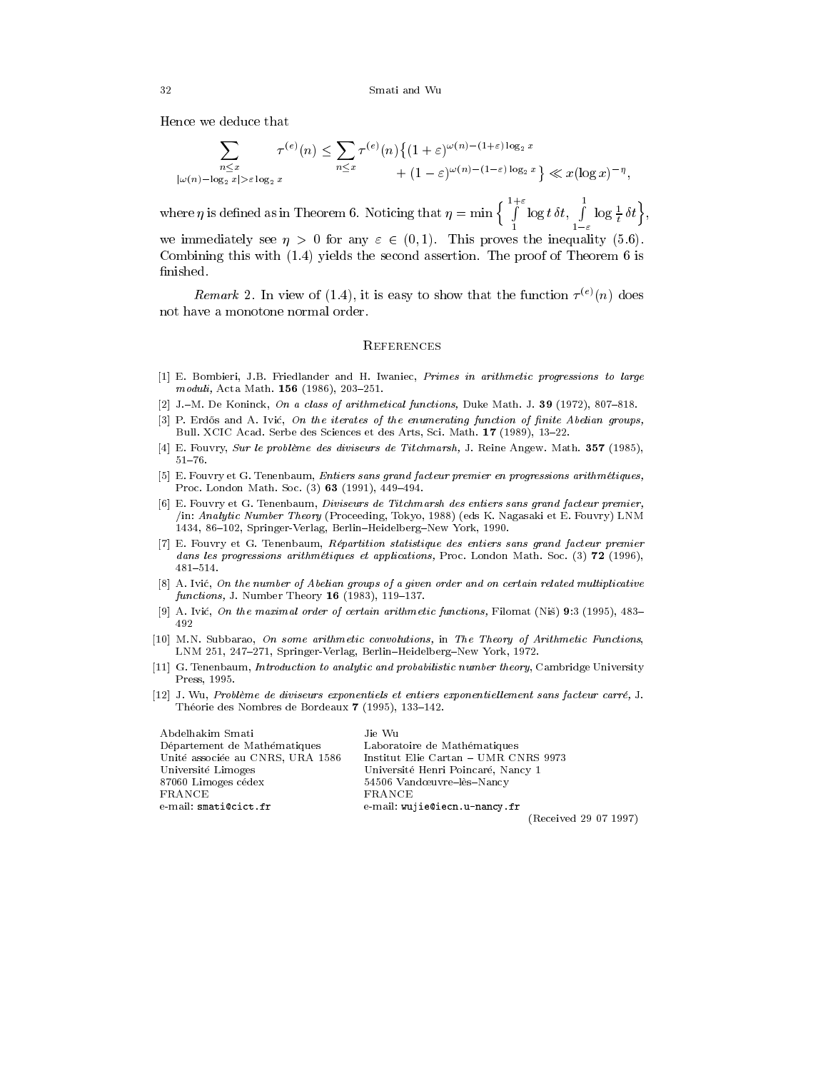Hence we deduce that

$$\sum_{\substack{n\le x\\ |\omega(n)-\log_2 x|>\varepsilon\log_2 x}} \tau^{(e)}(n) \le \sum_{n\le x} \tau^{(e)}(n)\big\{(1+\varepsilon)^{\omega(n)-(1+\varepsilon)\log_2 x} + (1-\varepsilon)^{\omega(n)-(1-\varepsilon)\log_2 x}\big\} \ll x(\log x)^{-\eta},$$

where $\eta$ is defined as in Theorem 6. Noticing that $\eta = \min\Big\{\int_1^{1+\varepsilon}\log t\,\delta t,\ \int_{1-\varepsilon}^{1}\log\frac{1}{t}\,\delta t\Big\}$, we immediately see $\eta > 0$ for any $\varepsilon \in (0,1)$. This proves the inequality (5.6). Combining this with (1.4) yields the second assertion. The proof of Theorem 6 is finished.

*Remark* 2. In view of (1.4), it is easy to show that the function $\tau^{(e)}(n)$ does not have a monotone normal order.

## References

[1] E. Bombieri, J.B. Friedlander and H. Iwaniec, *Primes in arithmetic progressions to large moduli,* Acta Math. **156** (1986), 203–251.

[2] J.–M. De Koninck, *On a class of arithmetical functions,* Duke Math. J. **39** (1972), 807–818.

[3] P. Erdős and A. Ivić, *On the iterates of the enumerating function of finite Abelian groups,* Bull. XCIC Acad. Serbe des Sciences et des Arts, Sci. Math. **17** (1989), 13–22.

[4] E. Fouvry, *Sur le problème des diviseurs de Titchmarsh,* J. Reine Angew. Math. **357** (1985), 51–76.

[5] E. Fouvry et G. Tenenbaum, *Entiers sans grand facteur premier en progressions arithmétiques,* Proc. London Math. Soc. (3) **63** (1991), 449–494.

[6] E. Fouvry et G. Tenenbaum, *Diviseurs de Titchmarsh des entiers sans grand facteur premier,* /in: *Analytic Number Theory* (Proceeding, Tokyo, 1988) (eds K. Nagasaki et E. Fouvry) LNM 1434, 86–102, Springer-Verlag, Berlin–Heidelberg–New York, 1990.

[7] E. Fouvry et G. Tenenbaum, *Répartition statistique des entiers sans grand facteur premier dans les progressions arithmétiques et applications,* Proc. London Math. Soc. (3) **72** (1996), 481–514.

[8] A. Ivić, *On the number of Abelian groups of a given order and on certain related multiplicative functions,* J. Number Theory **16** (1983), 119–137.

[9] A. Ivić, *On the maximal order of certain arithmetic functions,* Filomat (Niš) **9**:3 (1995), 483–492

[10] M.N. Subbarao, *On some arithmetic convolutions,* in *The Theory of Arithmetic Functions,* LNM 251, 247–271, Springer-Verlag, Berlin–Heidelberg–New York, 1972.

[11] G. Tenenbaum, *Introduction to analytic and probabilistic number theory,* Cambridge University Press, 1995.

[12] J. Wu, *Problème de diviseurs exponentiels et entiers exponentiellement sans facteur carré,* J. Théorie des Nombres de Bordeaux **7** (1995), 133–142.

Abdelhakim Smati
Département de Mathématiques
Unité associée au CNRS, URA 1586
Université Limoges
87060 Limoges cédex
FRANCE
e-mail: smati@cict.fr

Jie Wu
Laboratoire de Mathématiques
Institut Elie Cartan – UMR CNRS 9973
Université Henri Poincaré, Nancy 1
54506 Vandœuvre–lès–Nancy
FRANCE
e-mail: wujie@iecn.u-nancy.fr

(Received 29 07 1997)